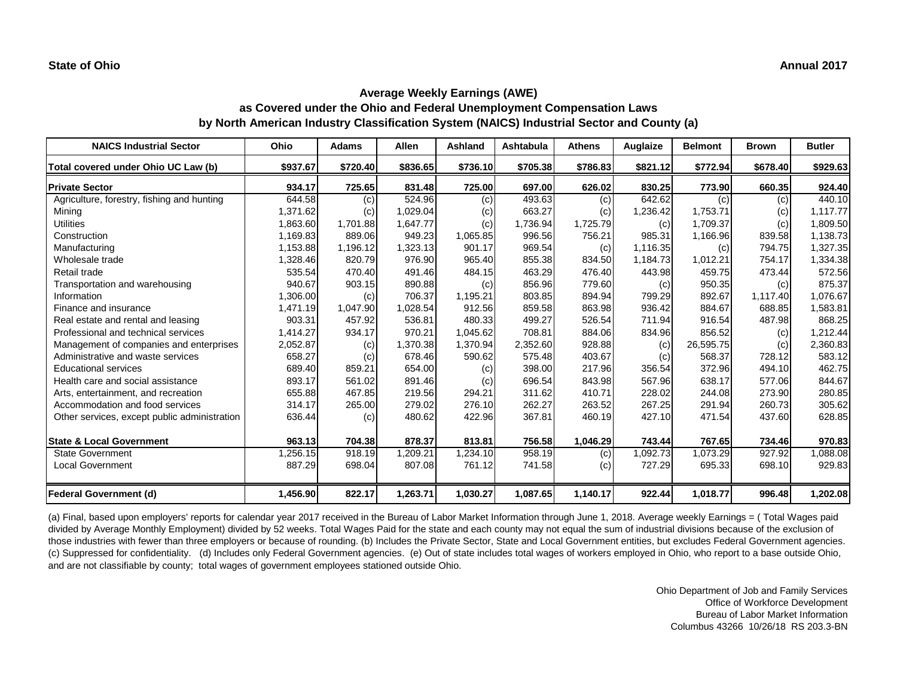**State of Ohio** **Annual 2017**

## Average Weekly Earnings (AWE)
### as Covered under the Ohio and Federal Unemployment Compensation Laws
### by North American Industry Classification System (NAICS) Industrial Sector and County (a)

| NAICS Industrial Sector | Ohio | Adams | Allen | Ashland | Ashtabula | Athens | Auglaize | Belmont | Brown | Butler |
|---|---|---|---|---|---|---|---|---|---|---|
| **Total covered under Ohio UC Law (b)** | **$937.67** | **$720.40** | **$836.65** | **$736.10** | **$705.38** | **$786.83** | **$821.12** | **$772.94** | **$678.40** | **$929.63** |
| **Private Sector** | **934.17** | **725.65** | **831.48** | **725.00** | **697.00** | **626.02** | **830.25** | **773.90** | **660.35** | **924.40** |
| Agriculture, forestry, fishing and hunting | 644.58 | (c) | 524.96 | (c) | 493.63 | (c) | 642.62 | (c) | (c) | 440.10 |
| Mining | 1,371.62 | (c) | 1,029.04 | (c) | 663.27 | (c) | 1,236.42 | 1,753.71 | (c) | 1,117.77 |
| Utilities | 1,863.60 | 1,701.88 | 1,647.77 | (c) | 1,736.94 | 1,725.79 | (c) | 1,709.37 | (c) | 1,809.50 |
| Construction | 1,169.83 | 889.06 | 949.23 | 1,065.85 | 996.56 | 756.21 | 985.31 | 1,166.96 | 839.58 | 1,138.73 |
| Manufacturing | 1,153.88 | 1,196.12 | 1,323.13 | 901.17 | 969.54 | (c) | 1,116.35 | (c) | 794.75 | 1,327.35 |
| Wholesale trade | 1,328.46 | 820.79 | 976.90 | 965.40 | 855.38 | 834.50 | 1,184.73 | 1,012.21 | 754.17 | 1,334.38 |
| Retail trade | 535.54 | 470.40 | 491.46 | 484.15 | 463.29 | 476.40 | 443.98 | 459.75 | 473.44 | 572.56 |
| Transportation and warehousing | 940.67 | 903.15 | 890.88 | (c) | 856.96 | 779.60 | (c) | 950.35 | (c) | 875.37 |
| Information | 1,306.00 | (c) | 706.37 | 1,195.21 | 803.85 | 894.94 | 799.29 | 892.67 | 1,117.40 | 1,076.67 |
| Finance and insurance | 1,471.19 | 1,047.90 | 1,028.54 | 912.56 | 859.58 | 863.98 | 936.42 | 884.67 | 688.85 | 1,583.81 |
| Real estate and rental and leasing | 903.31 | 457.92 | 536.81 | 480.33 | 499.27 | 526.54 | 711.94 | 916.54 | 487.98 | 868.25 |
| Professional and technical services | 1,414.27 | 934.17 | 970.21 | 1,045.62 | 708.81 | 884.06 | 834.96 | 856.52 | (c) | 1,212.44 |
| Management of companies and enterprises | 2,052.87 | (c) | 1,370.38 | 1,370.94 | 2,352.60 | 928.88 | (c) | 26,595.75 | (c) | 2,360.83 |
| Administrative and waste services | 658.27 | (c) | 678.46 | 590.62 | 575.48 | 403.67 | (c) | 568.37 | 728.12 | 583.12 |
| Educational services | 689.40 | 859.21 | 654.00 | (c) | 398.00 | 217.96 | 356.54 | 372.96 | 494.10 | 462.75 |
| Health care and social assistance | 893.17 | 561.02 | 891.46 | (c) | 696.54 | 843.98 | 567.96 | 638.17 | 577.06 | 844.67 |
| Arts, entertainment, and recreation | 655.88 | 467.85 | 219.56 | 294.21 | 311.62 | 410.71 | 228.02 | 244.08 | 273.90 | 280.85 |
| Accommodation and food services | 314.17 | 265.00 | 279.02 | 276.10 | 262.27 | 263.52 | 267.25 | 291.94 | 260.73 | 305.62 |
| Other services, except public administration | 636.44 | (c) | 480.62 | 422.96 | 367.81 | 460.19 | 427.10 | 471.54 | 437.60 | 628.85 |
| **State & Local Government** | **963.13** | **704.38** | **878.37** | **813.81** | **756.58** | **1,046.29** | **743.44** | **767.65** | **734.46** | **970.83** |
| State Government | 1,256.15 | 918.19 | 1,209.21 | 1,234.10 | 958.19 | (c) | 1,092.73 | 1,073.29 | 927.92 | 1,088.08 |
| Local Government | 887.29 | 698.04 | 807.08 | 761.12 | 741.58 | (c) | 727.29 | 695.33 | 698.10 | 929.83 |
| **Federal Government (d)** | **1,456.90** | **822.17** | **1,263.71** | **1,030.27** | **1,087.65** | **1,140.17** | **922.44** | **1,018.77** | **996.48** | **1,202.08** |

(a) Final, based upon employers' reports for calendar year 2017 received in the Bureau of Labor Market Information through June 1, 2018. Average weekly Earnings = ( Total Wages paid divided by Average Monthly Employment) divided by 52 weeks. Total Wages Paid for the state and each county may not equal the sum of industrial divisions because of the exclusion of those industries with fewer than three employers or because of rounding. (b) Includes the Private Sector, State and Local Government entities, but excludes Federal Government agencies. (c) Suppressed for confidentiality. (d) Includes only Federal Government agencies. (e) Out of state includes total wages of workers employed in Ohio, who report to a base outside Ohio, and are not classifiable by county; total wages of government employees stationed outside Ohio.

Ohio Department of Job and Family Services
Office of Workforce Development
Bureau of Labor Market Information
Columbus 43266 10/26/18 RS 203.3-BN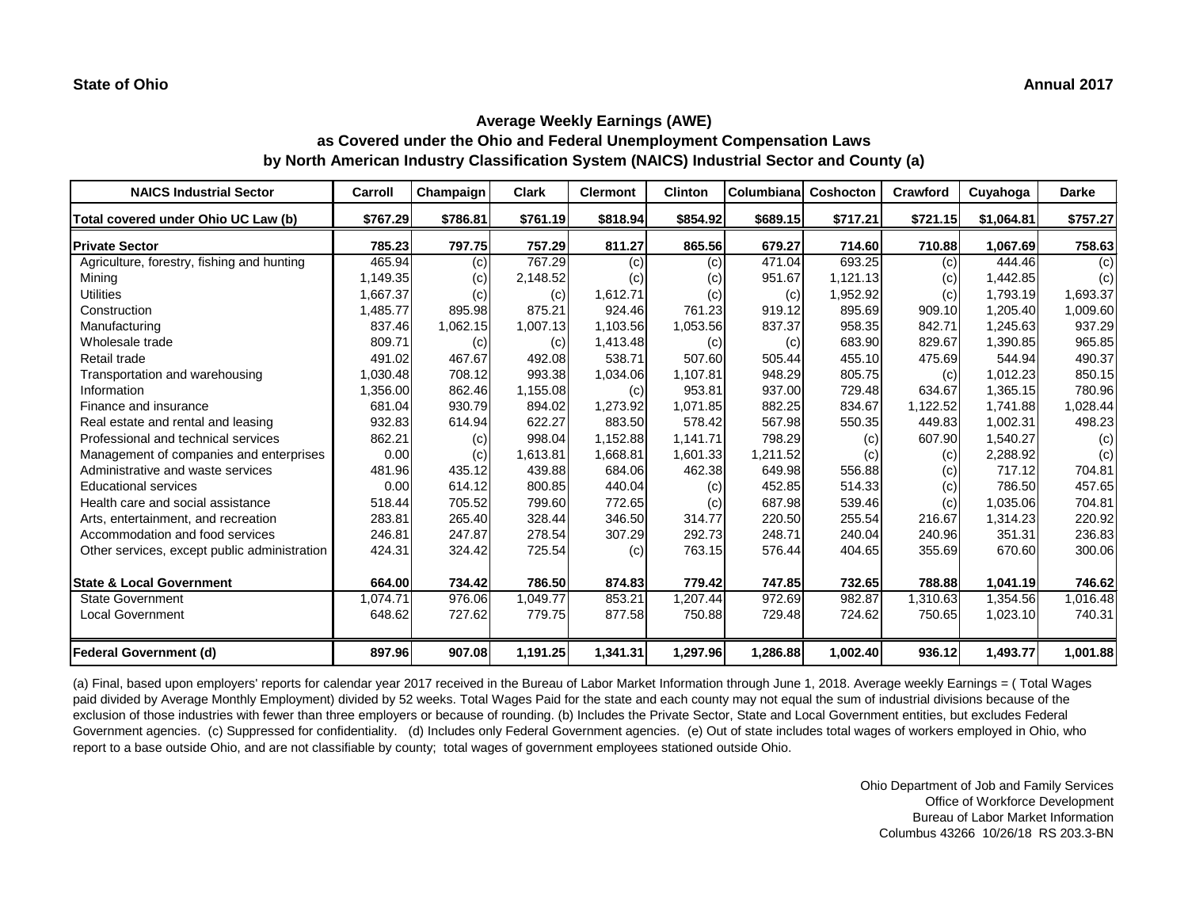**State of Ohio** **Annual 2017**

## Average Weekly Earnings (AWE)
## as Covered under the Ohio and Federal Unemployment Compensation Laws
## by North American Industry Classification System (NAICS) Industrial Sector and County (a)

| NAICS Industrial Sector | Carroll | Champaign | Clark | Clermont | Clinton | Columbiana | Coshocton | Crawford | Cuyahoga | Darke |
|---|---|---|---|---|---|---|---|---|---|---|
| **Total covered under Ohio UC Law (b)** | **$767.29** | **$786.81** | **$761.19** | **$818.94** | **$854.92** | **$689.15** | **$717.21** | **$721.15** | **$1,064.81** | **$757.27** |
| **Private Sector** | **785.23** | **797.75** | **757.29** | **811.27** | **865.56** | **679.27** | **714.60** | **710.88** | **1,067.69** | **758.63** |
| Agriculture, forestry, fishing and hunting | 465.94 | (c) | 767.29 | (c) | (c) | 471.04 | 693.25 | (c) | 444.46 | (c) |
| Mining | 1,149.35 | (c) | 2,148.52 | (c) | (c) | 951.67 | 1,121.13 | (c) | 1,442.85 | (c) |
| Utilities | 1,667.37 | (c) | (c) | 1,612.71 | (c) | (c) | 1,952.92 | (c) | 1,793.19 | 1,693.37 |
| Construction | 1,485.77 | 895.98 | 875.21 | 924.46 | 761.23 | 919.12 | 895.69 | 909.10 | 1,205.40 | 1,009.60 |
| Manufacturing | 837.46 | 1,062.15 | 1,007.13 | 1,103.56 | 1,053.56 | 837.37 | 958.35 | 842.71 | 1,245.63 | 937.29 |
| Wholesale trade | 809.71 | (c) | (c) | 1,413.48 | (c) | (c) | 683.90 | 829.67 | 1,390.85 | 965.85 |
| Retail trade | 491.02 | 467.67 | 492.08 | 538.71 | 507.60 | 505.44 | 455.10 | 475.69 | 544.94 | 490.37 |
| Transportation and warehousing | 1,030.48 | 708.12 | 993.38 | 1,034.06 | 1,107.81 | 948.29 | 805.75 | (c) | 1,012.23 | 850.15 |
| Information | 1,356.00 | 862.46 | 1,155.08 | (c) | 953.81 | 937.00 | 729.48 | 634.67 | 1,365.15 | 780.96 |
| Finance and insurance | 681.04 | 930.79 | 894.02 | 1,273.92 | 1,071.85 | 882.25 | 834.67 | 1,122.52 | 1,741.88 | 1,028.44 |
| Real estate and rental and leasing | 932.83 | 614.94 | 622.27 | 883.50 | 578.42 | 567.98 | 550.35 | 449.83 | 1,002.31 | 498.23 |
| Professional and technical services | 862.21 | (c) | 998.04 | 1,152.88 | 1,141.71 | 798.29 | (c) | 607.90 | 1,540.27 | (c) |
| Management of companies and enterprises | 0.00 | (c) | 1,613.81 | 1,668.81 | 1,601.33 | 1,211.52 | (c) | (c) | 2,288.92 | (c) |
| Administrative and waste services | 481.96 | 435.12 | 439.88 | 684.06 | 462.38 | 649.98 | 556.88 | (c) | 717.12 | 704.81 |
| Educational services | 0.00 | 614.12 | 800.85 | 440.04 | (c) | 452.85 | 514.33 | (c) | 786.50 | 457.65 |
| Health care and social assistance | 518.44 | 705.52 | 799.60 | 772.65 | (c) | 687.98 | 539.46 | (c) | 1,035.06 | 704.81 |
| Arts, entertainment, and recreation | 283.81 | 265.40 | 328.44 | 346.50 | 314.77 | 220.50 | 255.54 | 216.67 | 1,314.23 | 220.92 |
| Accommodation and food services | 246.81 | 247.87 | 278.54 | 307.29 | 292.73 | 248.71 | 240.04 | 240.96 | 351.31 | 236.83 |
| Other services, except public administration | 424.31 | 324.42 | 725.54 | (c) | 763.15 | 576.44 | 404.65 | 355.69 | 670.60 | 300.06 |
| **State & Local Government** | **664.00** | **734.42** | **786.50** | **874.83** | **779.42** | **747.85** | **732.65** | **788.88** | **1,041.19** | **746.62** |
| State Government | 1,074.71 | 976.06 | 1,049.77 | 853.21 | 1,207.44 | 972.69 | 982.87 | 1,310.63 | 1,354.56 | 1,016.48 |
| Local Government | 648.62 | 727.62 | 779.75 | 877.58 | 750.88 | 729.48 | 724.62 | 750.65 | 1,023.10 | 740.31 |
| **Federal Government (d)** | **897.96** | **907.08** | **1,191.25** | **1,341.31** | **1,297.96** | **1,286.88** | **1,002.40** | **936.12** | **1,493.77** | **1,001.88** |

(a) Final, based upon employers' reports for calendar year 2017 received in the Bureau of Labor Market Information through June 1, 2018. Average weekly Earnings = ( Total Wages paid divided by Average Monthly Employment) divided by 52 weeks. Total Wages Paid for the state and each county may not equal the sum of industrial divisions because of the exclusion of those industries with fewer than three employers or because of rounding. (b) Includes the Private Sector, State and Local Government entities, but excludes Federal Government agencies. (c) Suppressed for confidentiality. (d) Includes only Federal Government agencies. (e) Out of state includes total wages of workers employed in Ohio, who report to a base outside Ohio, and are not classifiable by county; total wages of government employees stationed outside Ohio.

Ohio Department of Job and Family Services
Office of Workforce Development
Bureau of Labor Market Information
Columbus 43266 10/26/18 RS 203.3-BN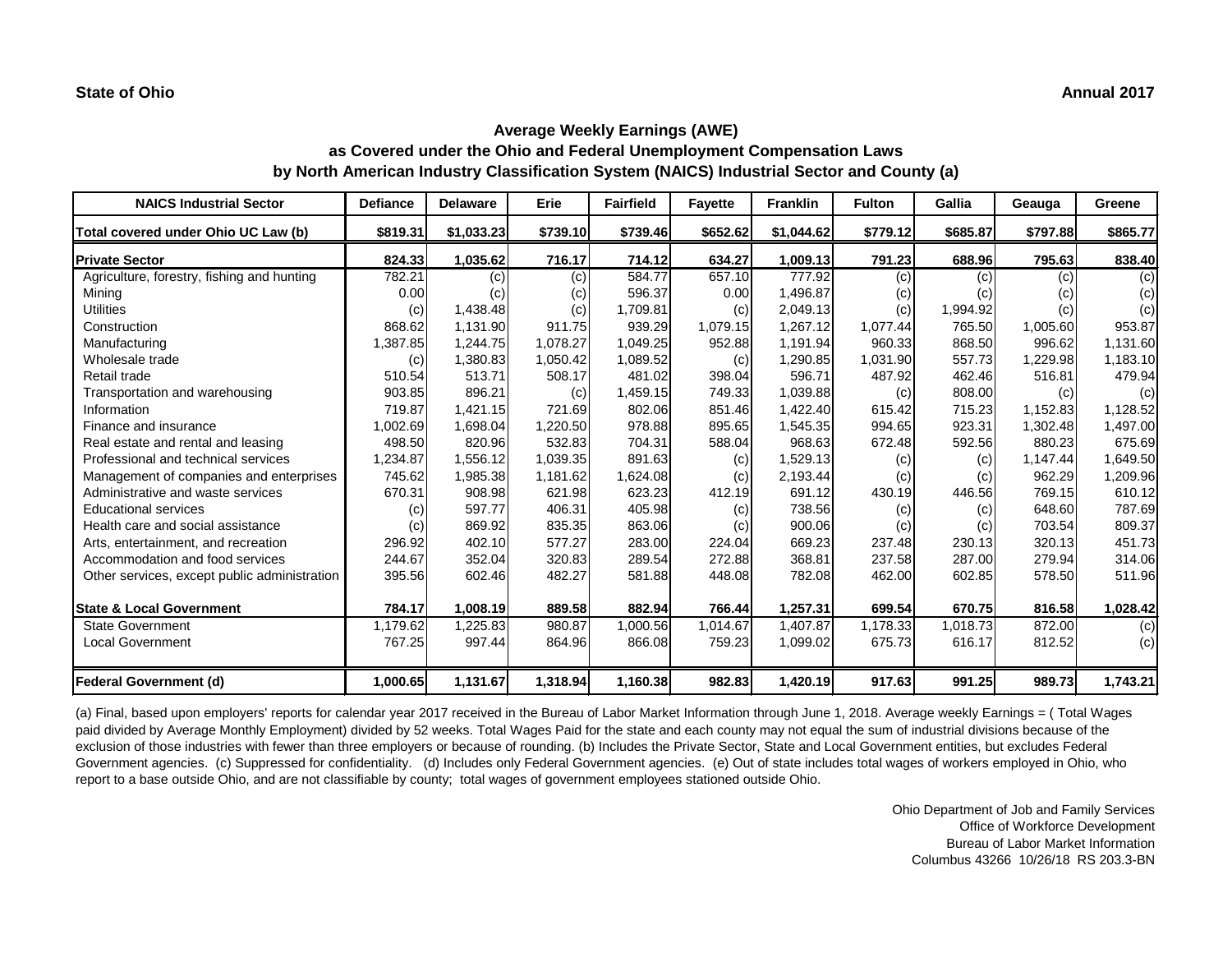**State of Ohio** **Annual 2017**

## Average Weekly Earnings (AWE)
### as Covered under the Ohio and Federal Unemployment Compensation Laws
### by North American Industry Classification System (NAICS) Industrial Sector and County (a)

| NAICS Industrial Sector | Defiance | Delaware | Erie | Fairfield | Fayette | Franklin | Fulton | Gallia | Geauga | Greene |
|---|---|---|---|---|---|---|---|---|---|---|
| **Total covered under Ohio UC Law (b)** | **$819.31** | **$1,033.23** | **$739.10** | **$739.46** | **$652.62** | **$1,044.62** | **$779.12** | **$685.87** | **$797.88** | **$865.77** |
| **Private Sector** | **824.33** | **1,035.62** | **716.17** | **714.12** | **634.27** | **1,009.13** | **791.23** | **688.96** | **795.63** | **838.40** |
| Agriculture, forestry, fishing and hunting | 782.21 | (c) | (c) | 584.77 | 657.10 | 777.92 | (c) | (c) | (c) | (c) |
| Mining | 0.00 | (c) | (c) | 596.37 | 0.00 | 1,496.87 | (c) | (c) | (c) | (c) |
| Utilities | (c) | 1,438.48 | (c) | 1,709.81 | (c) | 2,049.13 | (c) | 1,994.92 | (c) | (c) |
| Construction | 868.62 | 1,131.90 | 911.75 | 939.29 | 1,079.15 | 1,267.12 | 1,077.44 | 765.50 | 1,005.60 | 953.87 |
| Manufacturing | 1,387.85 | 1,244.75 | 1,078.27 | 1,049.25 | 952.88 | 1,191.94 | 960.33 | 868.50 | 996.62 | 1,131.60 |
| Wholesale trade | (c) | 1,380.83 | 1,050.42 | 1,089.52 | (c) | 1,290.85 | 1,031.90 | 557.73 | 1,229.98 | 1,183.10 |
| Retail trade | 510.54 | 513.71 | 508.17 | 481.02 | 398.04 | 596.71 | 487.92 | 462.46 | 516.81 | 479.94 |
| Transportation and warehousing | 903.85 | 896.21 | (c) | 1,459.15 | 749.33 | 1,039.88 | (c) | 808.00 | (c) | (c) |
| Information | 719.87 | 1,421.15 | 721.69 | 802.06 | 851.46 | 1,422.40 | 615.42 | 715.23 | 1,152.83 | 1,128.52 |
| Finance and insurance | 1,002.69 | 1,698.04 | 1,220.50 | 978.88 | 895.65 | 1,545.35 | 994.65 | 923.31 | 1,302.48 | 1,497.00 |
| Real estate and rental and leasing | 498.50 | 820.96 | 532.83 | 704.31 | 588.04 | 968.63 | 672.48 | 592.56 | 880.23 | 675.69 |
| Professional and technical services | 1,234.87 | 1,556.12 | 1,039.35 | 891.63 | (c) | 1,529.13 | (c) | (c) | 1,147.44 | 1,649.50 |
| Management of companies and enterprises | 745.62 | 1,985.38 | 1,181.62 | 1,624.08 | (c) | 2,193.44 | (c) | (c) | 962.29 | 1,209.96 |
| Administrative and waste services | 670.31 | 908.98 | 621.98 | 623.23 | 412.19 | 691.12 | 430.19 | 446.56 | 769.15 | 610.12 |
| Educational services | (c) | 597.77 | 406.31 | 405.98 | (c) | 738.56 | (c) | (c) | 648.60 | 787.69 |
| Health care and social assistance | (c) | 869.92 | 835.35 | 863.06 | (c) | 900.06 | (c) | (c) | 703.54 | 809.37 |
| Arts, entertainment, and recreation | 296.92 | 402.10 | 577.27 | 283.00 | 224.04 | 669.23 | 237.48 | 230.13 | 320.13 | 451.73 |
| Accommodation and food services | 244.67 | 352.04 | 320.83 | 289.54 | 272.88 | 368.81 | 237.58 | 287.00 | 279.94 | 314.06 |
| Other services, except public administration | 395.56 | 602.46 | 482.27 | 581.88 | 448.08 | 782.08 | 462.00 | 602.85 | 578.50 | 511.96 |
| **State & Local Government** | **784.17** | **1,008.19** | **889.58** | **882.94** | **766.44** | **1,257.31** | **699.54** | **670.75** | **816.58** | **1,028.42** |
| State Government | 1,179.62 | 1,225.83 | 980.87 | 1,000.56 | 1,014.67 | 1,407.87 | 1,178.33 | 1,018.73 | 872.00 | (c) |
| Local Government | 767.25 | 997.44 | 864.96 | 866.08 | 759.23 | 1,099.02 | 675.73 | 616.17 | 812.52 | (c) |
| **Federal Government (d)** | **1,000.65** | **1,131.67** | **1,318.94** | **1,160.38** | **982.83** | **1,420.19** | **917.63** | **991.25** | **989.73** | **1,743.21** |

(a) Final, based upon employers' reports for calendar year 2017 received in the Bureau of Labor Market Information through June 1, 2018. Average weekly Earnings = ( Total Wages paid divided by Average Monthly Employment) divided by 52 weeks. Total Wages Paid for the state and each county may not equal the sum of industrial divisions because of the exclusion of those industries with fewer than three employers or because of rounding. (b) Includes the Private Sector, State and Local Government entities, but excludes Federal Government agencies. (c) Suppressed for confidentiality. (d) Includes only Federal Government agencies. (e) Out of state includes total wages of workers employed in Ohio, who report to a base outside Ohio, and are not classifiable by county; total wages of government employees stationed outside Ohio.

Ohio Department of Job and Family Services
Office of Workforce Development
Bureau of Labor Market Information
Columbus 43266 10/26/18 RS 203.3-BN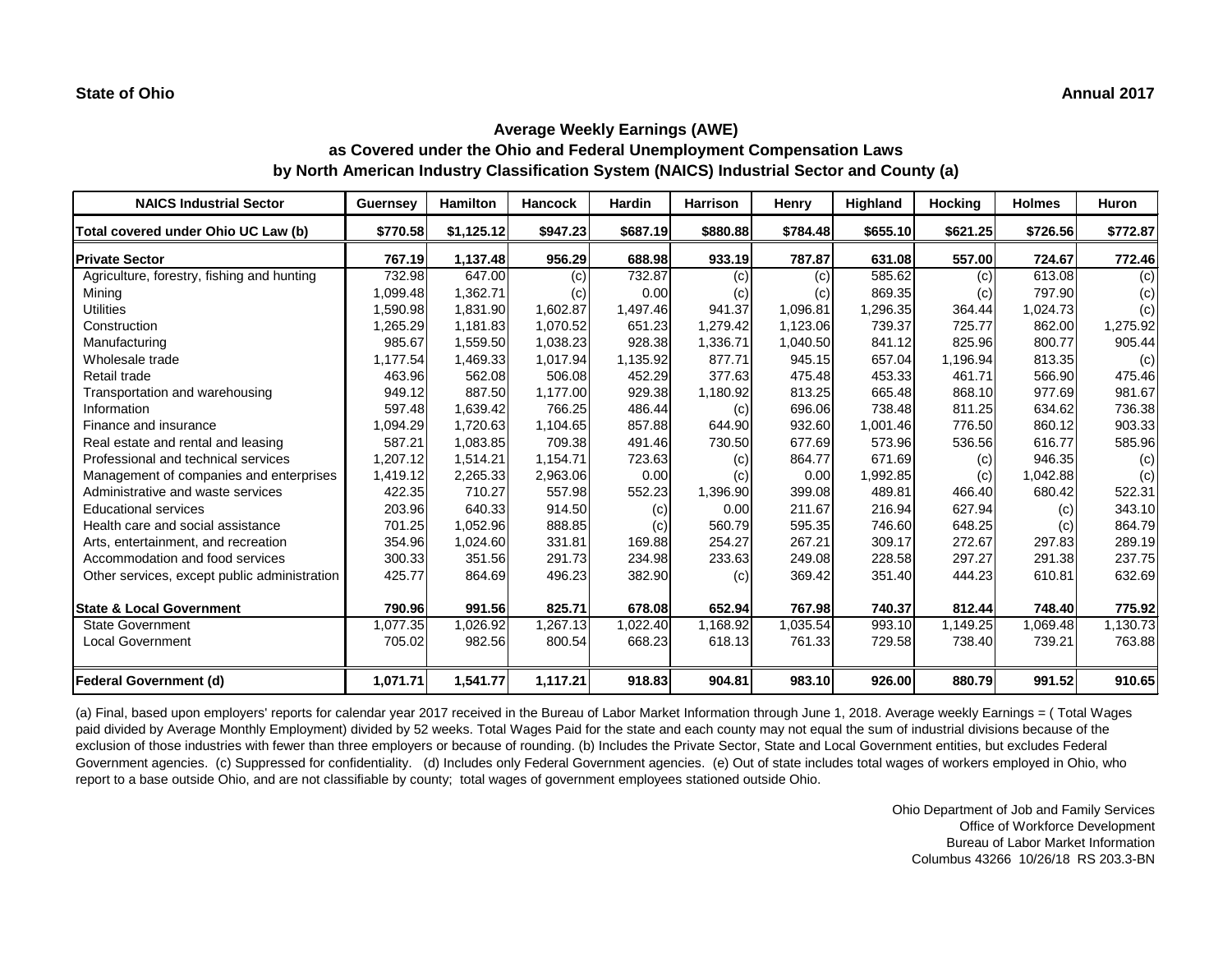**State of Ohio** **Annual 2017**

## Average Weekly Earnings (AWE)
## as Covered under the Ohio and Federal Unemployment Compensation Laws
## by North American Industry Classification System (NAICS) Industrial Sector and County (a)

| NAICS Industrial Sector | Guernsey | Hamilton | Hancock | Hardin | Harrison | Henry | Highland | Hocking | Holmes | Huron |
|---|---|---|---|---|---|---|---|---|---|---|
| **Total covered under Ohio UC Law (b)** | **$770.58** | **$1,125.12** | **$947.23** | **$687.19** | **$880.88** | **$784.48** | **$655.10** | **$621.25** | **$726.56** | **$772.87** |
| **Private Sector** | **767.19** | **1,137.48** | **956.29** | **688.98** | **933.19** | **787.87** | **631.08** | **557.00** | **724.67** | **772.46** |
| Agriculture, forestry, fishing and hunting | 732.98 | 647.00 | (c) | 732.87 | (c) | (c) | 585.62 | (c) | 613.08 | (c) |
| Mining | 1,099.48 | 1,362.71 | (c) | 0.00 | (c) | (c) | 869.35 | (c) | 797.90 | (c) |
| Utilities | 1,590.98 | 1,831.90 | 1,602.87 | 1,497.46 | 941.37 | 1,096.81 | 1,296.35 | 364.44 | 1,024.73 | (c) |
| Construction | 1,265.29 | 1,181.83 | 1,070.52 | 651.23 | 1,279.42 | 1,123.06 | 739.37 | 725.77 | 862.00 | 1,275.92 |
| Manufacturing | 985.67 | 1,559.50 | 1,038.23 | 928.38 | 1,336.71 | 1,040.50 | 841.12 | 825.96 | 800.77 | 905.44 |
| Wholesale trade | 1,177.54 | 1,469.33 | 1,017.94 | 1,135.92 | 877.71 | 945.15 | 657.04 | 1,196.94 | 813.35 | (c) |
| Retail trade | 463.96 | 562.08 | 506.08 | 452.29 | 377.63 | 475.48 | 453.33 | 461.71 | 566.90 | 475.46 |
| Transportation and warehousing | 949.12 | 887.50 | 1,177.00 | 929.38 | 1,180.92 | 813.25 | 665.48 | 868.10 | 977.69 | 981.67 |
| Information | 597.48 | 1,639.42 | 766.25 | 486.44 | (c) | 696.06 | 738.48 | 811.25 | 634.62 | 736.38 |
| Finance and insurance | 1,094.29 | 1,720.63 | 1,104.65 | 857.88 | 644.90 | 932.60 | 1,001.46 | 776.50 | 860.12 | 903.33 |
| Real estate and rental and leasing | 587.21 | 1,083.85 | 709.38 | 491.46 | 730.50 | 677.69 | 573.96 | 536.56 | 616.77 | 585.96 |
| Professional and technical services | 1,207.12 | 1,514.21 | 1,154.71 | 723.63 | (c) | 864.77 | 671.69 | (c) | 946.35 | (c) |
| Management of companies and enterprises | 1,419.12 | 2,265.33 | 2,963.06 | 0.00 | (c) | 0.00 | 1,992.85 | (c) | 1,042.88 | (c) |
| Administrative and waste services | 422.35 | 710.27 | 557.98 | 552.23 | 1,396.90 | 399.08 | 489.81 | 466.40 | 680.42 | 522.31 |
| Educational services | 203.96 | 640.33 | 914.50 | (c) | 0.00 | 211.67 | 216.94 | 627.94 | (c) | 343.10 |
| Health care and social assistance | 701.25 | 1,052.96 | 888.85 | (c) | 560.79 | 595.35 | 746.60 | 648.25 | (c) | 864.79 |
| Arts, entertainment, and recreation | 354.96 | 1,024.60 | 331.81 | 169.88 | 254.27 | 267.21 | 309.17 | 272.67 | 297.83 | 289.19 |
| Accommodation and food services | 300.33 | 351.56 | 291.73 | 234.98 | 233.63 | 249.08 | 228.58 | 297.27 | 291.38 | 237.75 |
| Other services, except public administration | 425.77 | 864.69 | 496.23 | 382.90 | (c) | 369.42 | 351.40 | 444.23 | 610.81 | 632.69 |
| **State & Local Government** | **790.96** | **991.56** | **825.71** | **678.08** | **652.94** | **767.98** | **740.37** | **812.44** | **748.40** | **775.92** |
| State Government | 1,077.35 | 1,026.92 | 1,267.13 | 1,022.40 | 1,168.92 | 1,035.54 | 993.10 | 1,149.25 | 1,069.48 | 1,130.73 |
| Local Government | 705.02 | 982.56 | 800.54 | 668.23 | 618.13 | 761.33 | 729.58 | 738.40 | 739.21 | 763.88 |
| **Federal Government (d)** | **1,071.71** | **1,541.77** | **1,117.21** | **918.83** | **904.81** | **983.10** | **926.00** | **880.79** | **991.52** | **910.65** |

(a) Final, based upon employers' reports for calendar year 2017 received in the Bureau of Labor Market Information through June 1, 2018. Average weekly Earnings = ( Total Wages paid divided by Average Monthly Employment) divided by 52 weeks. Total Wages Paid for the state and each county may not equal the sum of industrial divisions because of the exclusion of those industries with fewer than three employers or because of rounding. (b) Includes the Private Sector, State and Local Government entities, but excludes Federal Government agencies. (c) Suppressed for confidentiality. (d) Includes only Federal Government agencies. (e) Out of state includes total wages of workers employed in Ohio, who report to a base outside Ohio, and are not classifiable by county; total wages of government employees stationed outside Ohio.

Ohio Department of Job and Family Services
Office of Workforce Development
Bureau of Labor Market Information
Columbus 43266 10/26/18 RS 203.3-BN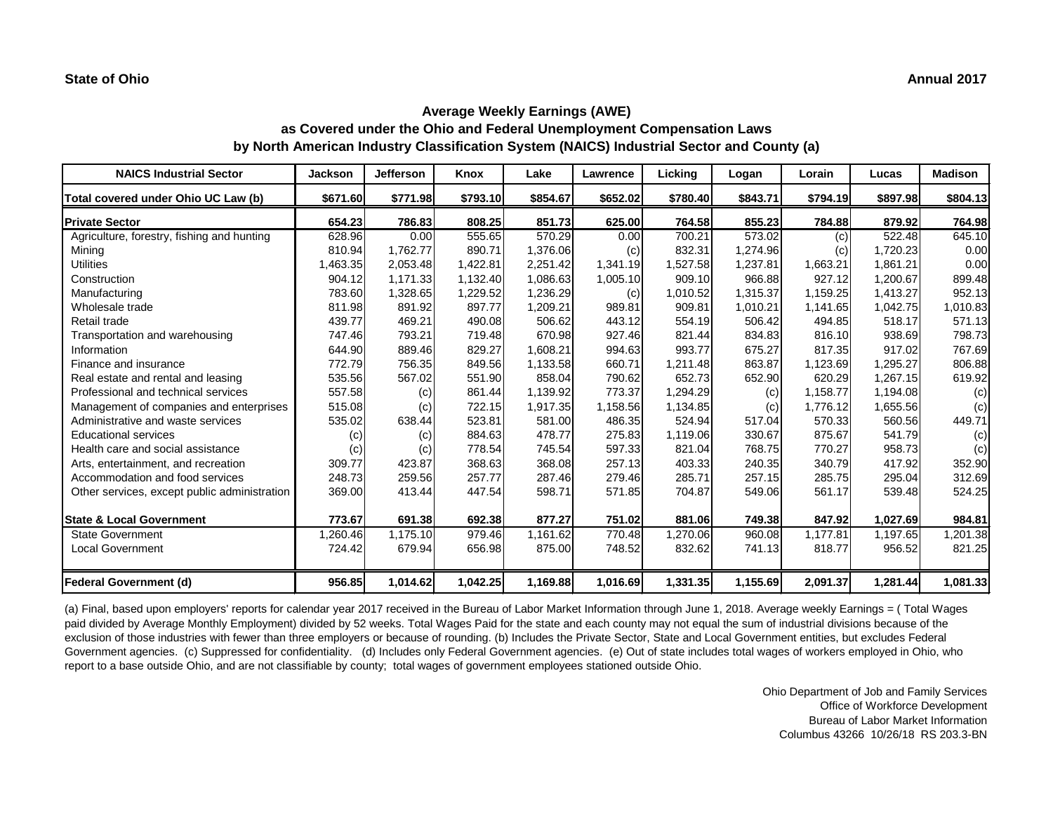**State of Ohio** **Annual 2017**

# Average Weekly Earnings (AWE)
## as Covered under the Ohio and Federal Unemployment Compensation Laws
## by North American Industry Classification System (NAICS) Industrial Sector and County (a)

| NAICS Industrial Sector | Jackson | Jefferson | Knox | Lake | Lawrence | Licking | Logan | Lorain | Lucas | Madison |
|---|---|---|---|---|---|---|---|---|---|---|
| **Total covered under Ohio UC Law (b)** | **$671.60** | **$771.98** | **$793.10** | **$854.67** | **$652.02** | **$780.40** | **$843.71** | **$794.19** | **$897.98** | **$804.13** |
| **Private Sector** | **654.23** | **786.83** | **808.25** | **851.73** | **625.00** | **764.58** | **855.23** | **784.88** | **879.92** | **764.98** |
| Agriculture, forestry, fishing and hunting | 628.96 | 0.00 | 555.65 | 570.29 | 0.00 | 700.21 | 573.02 | (c) | 522.48 | 645.10 |
| Mining | 810.94 | 1,762.77 | 890.71 | 1,376.06 | (c) | 832.31 | 1,274.96 | (c) | 1,720.23 | 0.00 |
| Utilities | 1,463.35 | 2,053.48 | 1,422.81 | 2,251.42 | 1,341.19 | 1,527.58 | 1,237.81 | 1,663.21 | 1,861.21 | 0.00 |
| Construction | 904.12 | 1,171.33 | 1,132.40 | 1,086.63 | 1,005.10 | 909.10 | 966.88 | 927.12 | 1,200.67 | 899.48 |
| Manufacturing | 783.60 | 1,328.65 | 1,229.52 | 1,236.29 | (c) | 1,010.52 | 1,315.37 | 1,159.25 | 1,413.27 | 952.13 |
| Wholesale trade | 811.98 | 891.92 | 897.77 | 1,209.21 | 989.81 | 909.81 | 1,010.21 | 1,141.65 | 1,042.75 | 1,010.83 |
| Retail trade | 439.77 | 469.21 | 490.08 | 506.62 | 443.12 | 554.19 | 506.42 | 494.85 | 518.17 | 571.13 |
| Transportation and warehousing | 747.46 | 793.21 | 719.48 | 670.98 | 927.46 | 821.44 | 834.83 | 816.10 | 938.69 | 798.73 |
| Information | 644.90 | 889.46 | 829.27 | 1,608.21 | 994.63 | 993.77 | 675.27 | 817.35 | 917.02 | 767.69 |
| Finance and insurance | 772.79 | 756.35 | 849.56 | 1,133.58 | 660.71 | 1,211.48 | 863.87 | 1,123.69 | 1,295.27 | 806.88 |
| Real estate and rental and leasing | 535.56 | 567.02 | 551.90 | 858.04 | 790.62 | 652.73 | 652.90 | 620.29 | 1,267.15 | 619.92 |
| Professional and technical services | 557.58 | (c) | 861.44 | 1,139.92 | 773.37 | 1,294.29 | (c) | 1,158.77 | 1,194.08 | (c) |
| Management of companies and enterprises | 515.08 | (c) | 722.15 | 1,917.35 | 1,158.56 | 1,134.85 | (c) | 1,776.12 | 1,655.56 | (c) |
| Administrative and waste services | 535.02 | 638.44 | 523.81 | 581.00 | 486.35 | 524.94 | 517.04 | 570.33 | 560.56 | 449.71 |
| Educational services | (c) | (c) | 884.63 | 478.77 | 275.83 | 1,119.06 | 330.67 | 875.67 | 541.79 | (c) |
| Health care and social assistance | (c) | (c) | 778.54 | 745.54 | 597.33 | 821.04 | 768.75 | 770.27 | 958.73 | (c) |
| Arts, entertainment, and recreation | 309.77 | 423.87 | 368.63 | 368.08 | 257.13 | 403.33 | 240.35 | 340.79 | 417.92 | 352.90 |
| Accommodation and food services | 248.73 | 259.56 | 257.77 | 287.46 | 279.46 | 285.71 | 257.15 | 285.75 | 295.04 | 312.69 |
| Other services, except public administration | 369.00 | 413.44 | 447.54 | 598.71 | 571.85 | 704.87 | 549.06 | 561.17 | 539.48 | 524.25 |
| **State & Local Government** | **773.67** | **691.38** | **692.38** | **877.27** | **751.02** | **881.06** | **749.38** | **847.92** | **1,027.69** | **984.81** |
| State Government | 1,260.46 | 1,175.10 | 979.46 | 1,161.62 | 770.48 | 1,270.06 | 960.08 | 1,177.81 | 1,197.65 | 1,201.38 |
| Local Government | 724.42 | 679.94 | 656.98 | 875.00 | 748.52 | 832.62 | 741.13 | 818.77 | 956.52 | 821.25 |
| **Federal Government (d)** | **956.85** | **1,014.62** | **1,042.25** | **1,169.88** | **1,016.69** | **1,331.35** | **1,155.69** | **2,091.37** | **1,281.44** | **1,081.33** |

(a) Final, based upon employers' reports for calendar year 2017 received in the Bureau of Labor Market Information through June 1, 2018. Average weekly Earnings = ( Total Wages paid divided by Average Monthly Employment) divided by 52 weeks. Total Wages Paid for the state and each county may not equal the sum of industrial divisions because of the exclusion of those industries with fewer than three employers or because of rounding. (b) Includes the Private Sector, State and Local Government entities, but excludes Federal Government agencies. (c) Suppressed for confidentiality. (d) Includes only Federal Government agencies. (e) Out of state includes total wages of workers employed in Ohio, who report to a base outside Ohio, and are not classifiable by county; total wages of government employees stationed outside Ohio.

Ohio Department of Job and Family Services
Office of Workforce Development
Bureau of Labor Market Information
Columbus 43266 10/26/18 RS 203.3-BN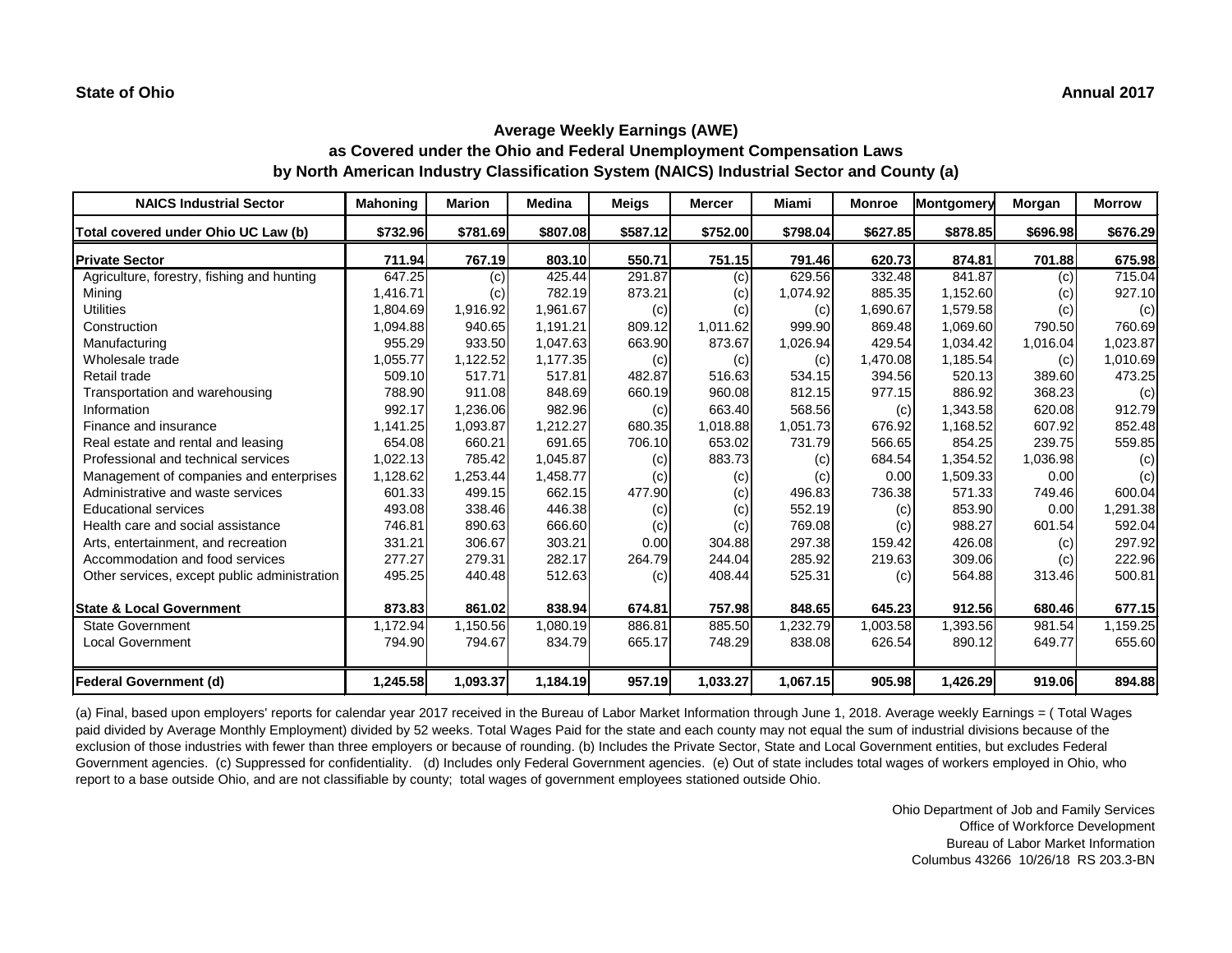**State of Ohio** **Annual 2017**

## Average Weekly Earnings (AWE)
## as Covered under the Ohio and Federal Unemployment Compensation Laws
## by North American Industry Classification System (NAICS) Industrial Sector and County (a)

| NAICS Industrial Sector | Mahoning | Marion | Medina | Meigs | Mercer | Miami | Monroe | Montgomery | Morgan | Morrow |
|---|---|---|---|---|---|---|---|---|---|---|
| **Total covered under Ohio UC Law (b)** | **$732.96** | **$781.69** | **$807.08** | **$587.12** | **$752.00** | **$798.04** | **$627.85** | **$878.85** | **$696.98** | **$676.29** |
| **Private Sector** | **711.94** | **767.19** | **803.10** | **550.71** | **751.15** | **791.46** | **620.73** | **874.81** | **701.88** | **675.98** |
| Agriculture, forestry, fishing and hunting | 647.25 | (c) | 425.44 | 291.87 | (c) | 629.56 | 332.48 | 841.87 | (c) | 715.04 |
| Mining | 1,416.71 | (c) | 782.19 | 873.21 | (c) | 1,074.92 | 885.35 | 1,152.60 | (c) | 927.10 |
| Utilities | 1,804.69 | 1,916.92 | 1,961.67 | (c) | (c) | (c) | 1,690.67 | 1,579.58 | (c) | (c) |
| Construction | 1,094.88 | 940.65 | 1,191.21 | 809.12 | 1,011.62 | 999.90 | 869.48 | 1,069.60 | 790.50 | 760.69 |
| Manufacturing | 955.29 | 933.50 | 1,047.63 | 663.90 | 873.67 | 1,026.94 | 429.54 | 1,034.42 | 1,016.04 | 1,023.87 |
| Wholesale trade | 1,055.77 | 1,122.52 | 1,177.35 | (c) | (c) | (c) | 1,470.08 | 1,185.54 | (c) | 1,010.69 |
| Retail trade | 509.10 | 517.71 | 517.81 | 482.87 | 516.63 | 534.15 | 394.56 | 520.13 | 389.60 | 473.25 |
| Transportation and warehousing | 788.90 | 911.08 | 848.69 | 660.19 | 960.08 | 812.15 | 977.15 | 886.92 | 368.23 | (c) |
| Information | 992.17 | 1,236.06 | 982.96 | (c) | 663.40 | 568.56 | (c) | 1,343.58 | 620.08 | 912.79 |
| Finance and insurance | 1,141.25 | 1,093.87 | 1,212.27 | 680.35 | 1,018.88 | 1,051.73 | 676.92 | 1,168.52 | 607.92 | 852.48 |
| Real estate and rental and leasing | 654.08 | 660.21 | 691.65 | 706.10 | 653.02 | 731.79 | 566.65 | 854.25 | 239.75 | 559.85 |
| Professional and technical services | 1,022.13 | 785.42 | 1,045.87 | (c) | 883.73 | (c) | 684.54 | 1,354.52 | 1,036.98 | (c) |
| Management of companies and enterprises | 1,128.62 | 1,253.44 | 1,458.77 | (c) | (c) | (c) | 0.00 | 1,509.33 | 0.00 | (c) |
| Administrative and waste services | 601.33 | 499.15 | 662.15 | 477.90 | (c) | 496.83 | 736.38 | 571.33 | 749.46 | 600.04 |
| Educational services | 493.08 | 338.46 | 446.38 | (c) | (c) | 552.19 | (c) | 853.90 | 0.00 | 1,291.38 |
| Health care and social assistance | 746.81 | 890.63 | 666.60 | (c) | (c) | 769.08 | (c) | 988.27 | 601.54 | 592.04 |
| Arts, entertainment, and recreation | 331.21 | 306.67 | 303.21 | 0.00 | 304.88 | 297.38 | 159.42 | 426.08 | (c) | 297.92 |
| Accommodation and food services | 277.27 | 279.31 | 282.17 | 264.79 | 244.04 | 285.92 | 219.63 | 309.06 | (c) | 222.96 |
| Other services, except public administration | 495.25 | 440.48 | 512.63 | (c) | 408.44 | 525.31 | (c) | 564.88 | 313.46 | 500.81 |
| **State & Local Government** | **873.83** | **861.02** | **838.94** | **674.81** | **757.98** | **848.65** | **645.23** | **912.56** | **680.46** | **677.15** |
| State Government | 1,172.94 | 1,150.56 | 1,080.19 | 886.81 | 885.50 | 1,232.79 | 1,003.58 | 1,393.56 | 981.54 | 1,159.25 |
| Local Government | 794.90 | 794.67 | 834.79 | 665.17 | 748.29 | 838.08 | 626.54 | 890.12 | 649.77 | 655.60 |
| **Federal Government (d)** | **1,245.58** | **1,093.37** | **1,184.19** | **957.19** | **1,033.27** | **1,067.15** | **905.98** | **1,426.29** | **919.06** | **894.88** |

(a) Final, based upon employers' reports for calendar year 2017 received in the Bureau of Labor Market Information through June 1, 2018. Average weekly Earnings = ( Total Wages paid divided by Average Monthly Employment) divided by 52 weeks. Total Wages Paid for the state and each county may not equal the sum of industrial divisions because of the exclusion of those industries with fewer than three employers or because of rounding. (b) Includes the Private Sector, State and Local Government entities, but excludes Federal Government agencies. (c) Suppressed for confidentiality. (d) Includes only Federal Government agencies. (e) Out of state includes total wages of workers employed in Ohio, who report to a base outside Ohio, and are not classifiable by county; total wages of government employees stationed outside Ohio.

Ohio Department of Job and Family Services
Office of Workforce Development
Bureau of Labor Market Information
Columbus 43266 10/26/18 RS 203.3-BN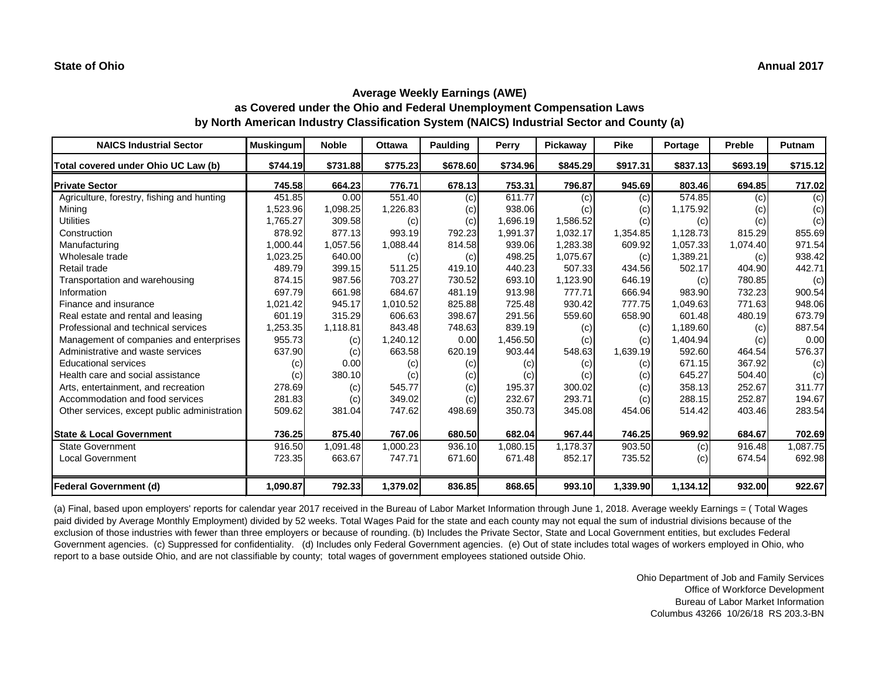**State of Ohio** **Annual 2017**

## Average Weekly Earnings (AWE)
## as Covered under the Ohio and Federal Unemployment Compensation Laws
## by North American Industry Classification System (NAICS) Industrial Sector and County (a)

| NAICS Industrial Sector | Muskingum | Noble | Ottawa | Paulding | Perry | Pickaway | Pike | Portage | Preble | Putnam |
|---|---|---|---|---|---|---|---|---|---|---|
| **Total covered under Ohio UC Law (b)** | **$744.19** | **$731.88** | **$775.23** | **$678.60** | **$734.96** | **$845.29** | **$917.31** | **$837.13** | **$693.19** | **$715.12** |
| **Private Sector** | **745.58** | **664.23** | **776.71** | **678.13** | **753.31** | **796.87** | **945.69** | **803.46** | **694.85** | **717.02** |
| Agriculture, forestry, fishing and hunting | 451.85 | 0.00 | 551.40 | (c) | 611.77 | (c) | (c) | 574.85 | (c) | (c) |
| Mining | 1,523.96 | 1,098.25 | 1,226.83 | (c) | 938.06 | (c) | (c) | 1,175.92 | (c) | (c) |
| Utilities | 1,765.27 | 309.58 | (c) | (c) | 1,696.19 | 1,586.52 | (c) | (c) | (c) | (c) |
| Construction | 878.92 | 877.13 | 993.19 | 792.23 | 1,991.37 | 1,032.17 | 1,354.85 | 1,128.73 | 815.29 | 855.69 |
| Manufacturing | 1,000.44 | 1,057.56 | 1,088.44 | 814.58 | 939.06 | 1,283.38 | 609.92 | 1,057.33 | 1,074.40 | 971.54 |
| Wholesale trade | 1,023.25 | 640.00 | (c) | (c) | 498.25 | 1,075.67 | (c) | 1,389.21 | (c) | 938.42 |
| Retail trade | 489.79 | 399.15 | 511.25 | 419.10 | 440.23 | 507.33 | 434.56 | 502.17 | 404.90 | 442.71 |
| Transportation and warehousing | 874.15 | 987.56 | 703.27 | 730.52 | 693.10 | 1,123.90 | 646.19 | (c) | 780.85 | (c) |
| Information | 697.79 | 661.98 | 684.67 | 481.19 | 913.98 | 777.71 | 666.94 | 983.90 | 732.23 | 900.54 |
| Finance and insurance | 1,021.42 | 945.17 | 1,010.52 | 825.88 | 725.48 | 930.42 | 777.75 | 1,049.63 | 771.63 | 948.06 |
| Real estate and rental and leasing | 601.19 | 315.29 | 606.63 | 398.67 | 291.56 | 559.60 | 658.90 | 601.48 | 480.19 | 673.79 |
| Professional and technical services | 1,253.35 | 1,118.81 | 843.48 | 748.63 | 839.19 | (c) | (c) | 1,189.60 | (c) | 887.54 |
| Management of companies and enterprises | 955.73 | (c) | 1,240.12 | 0.00 | 1,456.50 | (c) | (c) | 1,404.94 | (c) | 0.00 |
| Administrative and waste services | 637.90 | (c) | 663.58 | 620.19 | 903.44 | 548.63 | 1,639.19 | 592.60 | 464.54 | 576.37 |
| Educational services | (c) | 0.00 | (c) | (c) | (c) | (c) | (c) | 671.15 | 367.92 | (c) |
| Health care and social assistance | (c) | 380.10 | (c) | (c) | (c) | (c) | (c) | 645.27 | 504.40 | (c) |
| Arts, entertainment, and recreation | 278.69 | (c) | 545.77 | (c) | 195.37 | 300.02 | (c) | 358.13 | 252.67 | 311.77 |
| Accommodation and food services | 281.83 | (c) | 349.02 | (c) | 232.67 | 293.71 | (c) | 288.15 | 252.87 | 194.67 |
| Other services, except public administration | 509.62 | 381.04 | 747.62 | 498.69 | 350.73 | 345.08 | 454.06 | 514.42 | 403.46 | 283.54 |
| **State & Local Government** | **736.25** | **875.40** | **767.06** | **680.50** | **682.04** | **967.44** | **746.25** | **969.92** | **684.67** | **702.69** |
| State Government | 916.50 | 1,091.48 | 1,000.23 | 936.10 | 1,080.15 | 1,178.37 | 903.50 | (c) | 916.48 | 1,087.75 |
| Local Government | 723.35 | 663.67 | 747.71 | 671.60 | 671.48 | 852.17 | 735.52 | (c) | 674.54 | 692.98 |
| **Federal Government (d)** | **1,090.87** | **792.33** | **1,379.02** | **836.85** | **868.65** | **993.10** | **1,339.90** | **1,134.12** | **932.00** | **922.67** |

(a) Final, based upon employers' reports for calendar year 2017 received in the Bureau of Labor Market Information through June 1, 2018. Average weekly Earnings = ( Total Wages paid divided by Average Monthly Employment) divided by 52 weeks. Total Wages Paid for the state and each county may not equal the sum of industrial divisions because of the exclusion of those industries with fewer than three employers or because of rounding. (b) Includes the Private Sector, State and Local Government entities, but excludes Federal Government agencies. (c) Suppressed for confidentiality. (d) Includes only Federal Government agencies. (e) Out of state includes total wages of workers employed in Ohio, who report to a base outside Ohio, and are not classifiable by county; total wages of government employees stationed outside Ohio.

Ohio Department of Job and Family Services
Office of Workforce Development
Bureau of Labor Market Information
Columbus 43266 10/26/18 RS 203.3-BN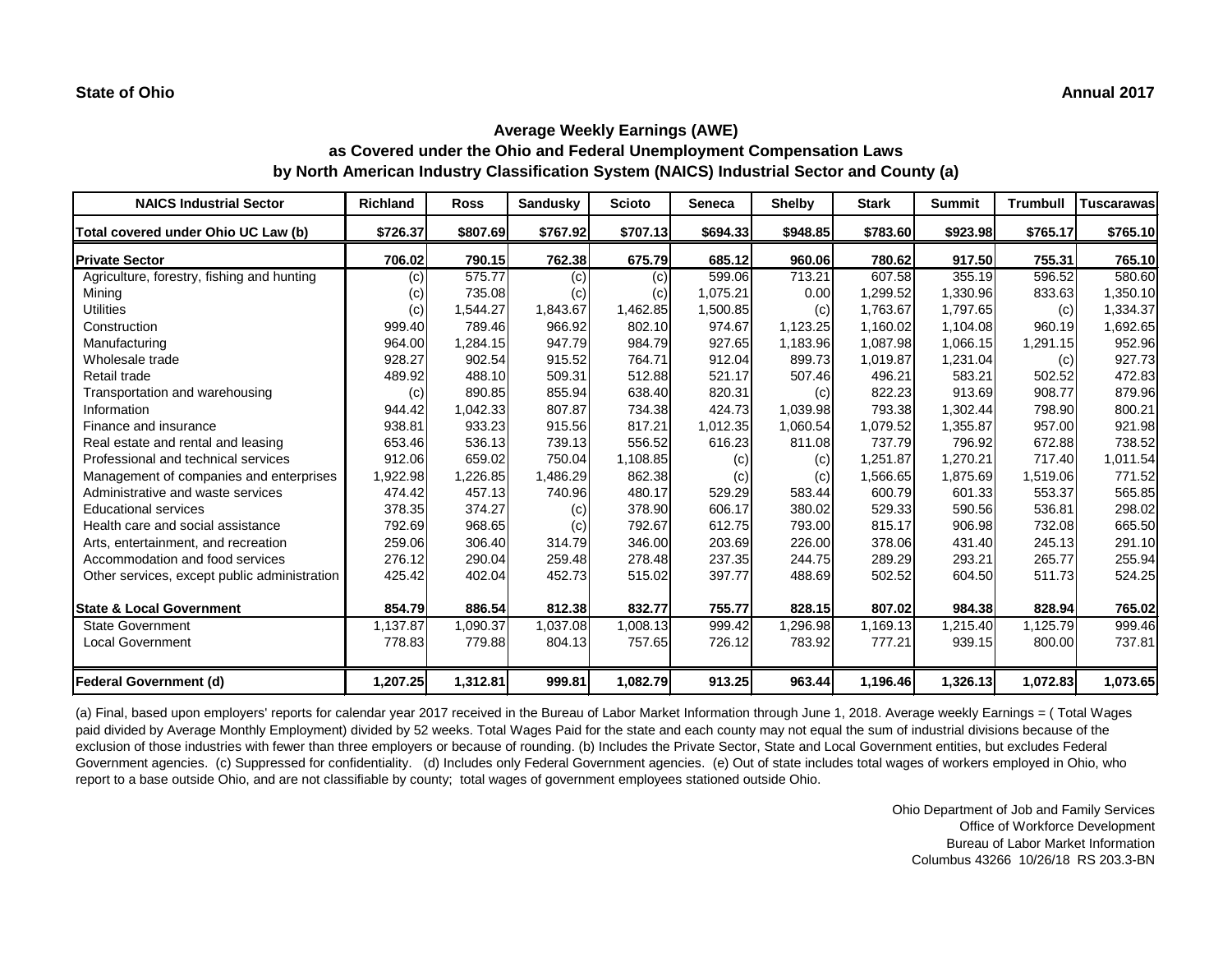**State of Ohio** **Annual 2017**

## Average Weekly Earnings (AWE)
## as Covered under the Ohio and Federal Unemployment Compensation Laws
## by North American Industry Classification System (NAICS) Industrial Sector and County (a)

| NAICS Industrial Sector | Richland | Ross | Sandusky | Scioto | Seneca | Shelby | Stark | Summit | Trumbull | Tuscarawas |
|---|---|---|---|---|---|---|---|---|---|---|
| **Total covered under Ohio UC Law (b)** | **$726.37** | **$807.69** | **$767.92** | **$707.13** | **$694.33** | **$948.85** | **$783.60** | **$923.98** | **$765.17** | **$765.10** |
| **Private Sector** | **706.02** | **790.15** | **762.38** | **675.79** | **685.12** | **960.06** | **780.62** | **917.50** | **755.31** | **765.10** |
| Agriculture, forestry, fishing and hunting | (c) | 575.77 | (c) | (c) | 599.06 | 713.21 | 607.58 | 355.19 | 596.52 | 580.60 |
| Mining | (c) | 735.08 | (c) | (c) | 1,075.21 | 0.00 | 1,299.52 | 1,330.96 | 833.63 | 1,350.10 |
| Utilities | (c) | 1,544.27 | 1,843.67 | 1,462.85 | 1,500.85 | (c) | 1,763.67 | 1,797.65 | (c) | 1,334.37 |
| Construction | 999.40 | 789.46 | 966.92 | 802.10 | 974.67 | 1,123.25 | 1,160.02 | 1,104.08 | 960.19 | 1,692.65 |
| Manufacturing | 964.00 | 1,284.15 | 947.79 | 984.79 | 927.65 | 1,183.96 | 1,087.98 | 1,066.15 | 1,291.15 | 952.96 |
| Wholesale trade | 928.27 | 902.54 | 915.52 | 764.71 | 912.04 | 899.73 | 1,019.87 | 1,231.04 | (c) | 927.73 |
| Retail trade | 489.92 | 488.10 | 509.31 | 512.88 | 521.17 | 507.46 | 496.21 | 583.21 | 502.52 | 472.83 |
| Transportation and warehousing | (c) | 890.85 | 855.94 | 638.40 | 820.31 | (c) | 822.23 | 913.69 | 908.77 | 879.96 |
| Information | 944.42 | 1,042.33 | 807.87 | 734.38 | 424.73 | 1,039.98 | 793.38 | 1,302.44 | 798.90 | 800.21 |
| Finance and insurance | 938.81 | 933.23 | 915.56 | 817.21 | 1,012.35 | 1,060.54 | 1,079.52 | 1,355.87 | 957.00 | 921.98 |
| Real estate and rental and leasing | 653.46 | 536.13 | 739.13 | 556.52 | 616.23 | 811.08 | 737.79 | 796.92 | 672.88 | 738.52 |
| Professional and technical services | 912.06 | 659.02 | 750.04 | 1,108.85 | (c) | (c) | 1,251.87 | 1,270.21 | 717.40 | 1,011.54 |
| Management of companies and enterprises | 1,922.98 | 1,226.85 | 1,486.29 | 862.38 | (c) | (c) | 1,566.65 | 1,875.69 | 1,519.06 | 771.52 |
| Administrative and waste services | 474.42 | 457.13 | 740.96 | 480.17 | 529.29 | 583.44 | 600.79 | 601.33 | 553.37 | 565.85 |
| Educational services | 378.35 | 374.27 | (c) | 378.90 | 606.17 | 380.02 | 529.33 | 590.56 | 536.81 | 298.02 |
| Health care and social assistance | 792.69 | 968.65 | (c) | 792.67 | 612.75 | 793.00 | 815.17 | 906.98 | 732.08 | 665.50 |
| Arts, entertainment, and recreation | 259.06 | 306.40 | 314.79 | 346.00 | 203.69 | 226.00 | 378.06 | 431.40 | 245.13 | 291.10 |
| Accommodation and food services | 276.12 | 290.04 | 259.48 | 278.48 | 237.35 | 244.75 | 289.29 | 293.21 | 265.77 | 255.94 |
| Other services, except public administration | 425.42 | 402.04 | 452.73 | 515.02 | 397.77 | 488.69 | 502.52 | 604.50 | 511.73 | 524.25 |
| **State & Local Government** | **854.79** | **886.54** | **812.38** | **832.77** | **755.77** | **828.15** | **807.02** | **984.38** | **828.94** | **765.02** |
| State Government | 1,137.87 | 1,090.37 | 1,037.08 | 1,008.13 | 999.42 | 1,296.98 | 1,169.13 | 1,215.40 | 1,125.79 | 999.46 |
| Local Government | 778.83 | 779.88 | 804.13 | 757.65 | 726.12 | 783.92 | 777.21 | 939.15 | 800.00 | 737.81 |
| **Federal Government (d)** | **1,207.25** | **1,312.81** | **999.81** | **1,082.79** | **913.25** | **963.44** | **1,196.46** | **1,326.13** | **1,072.83** | **1,073.65** |

(a) Final, based upon employers' reports for calendar year 2017 received in the Bureau of Labor Market Information through June 1, 2018. Average weekly Earnings = ( Total Wages paid divided by Average Monthly Employment) divided by 52 weeks. Total Wages Paid for the state and each county may not equal the sum of industrial divisions because of the exclusion of those industries with fewer than three employers or because of rounding. (b) Includes the Private Sector, State and Local Government entities, but excludes Federal Government agencies. (c) Suppressed for confidentiality. (d) Includes only Federal Government agencies. (e) Out of state includes total wages of workers employed in Ohio, who report to a base outside Ohio, and are not classifiable by county; total wages of government employees stationed outside Ohio.

Ohio Department of Job and Family Services
Office of Workforce Development
Bureau of Labor Market Information
Columbus 43266 10/26/18 RS 203.3-BN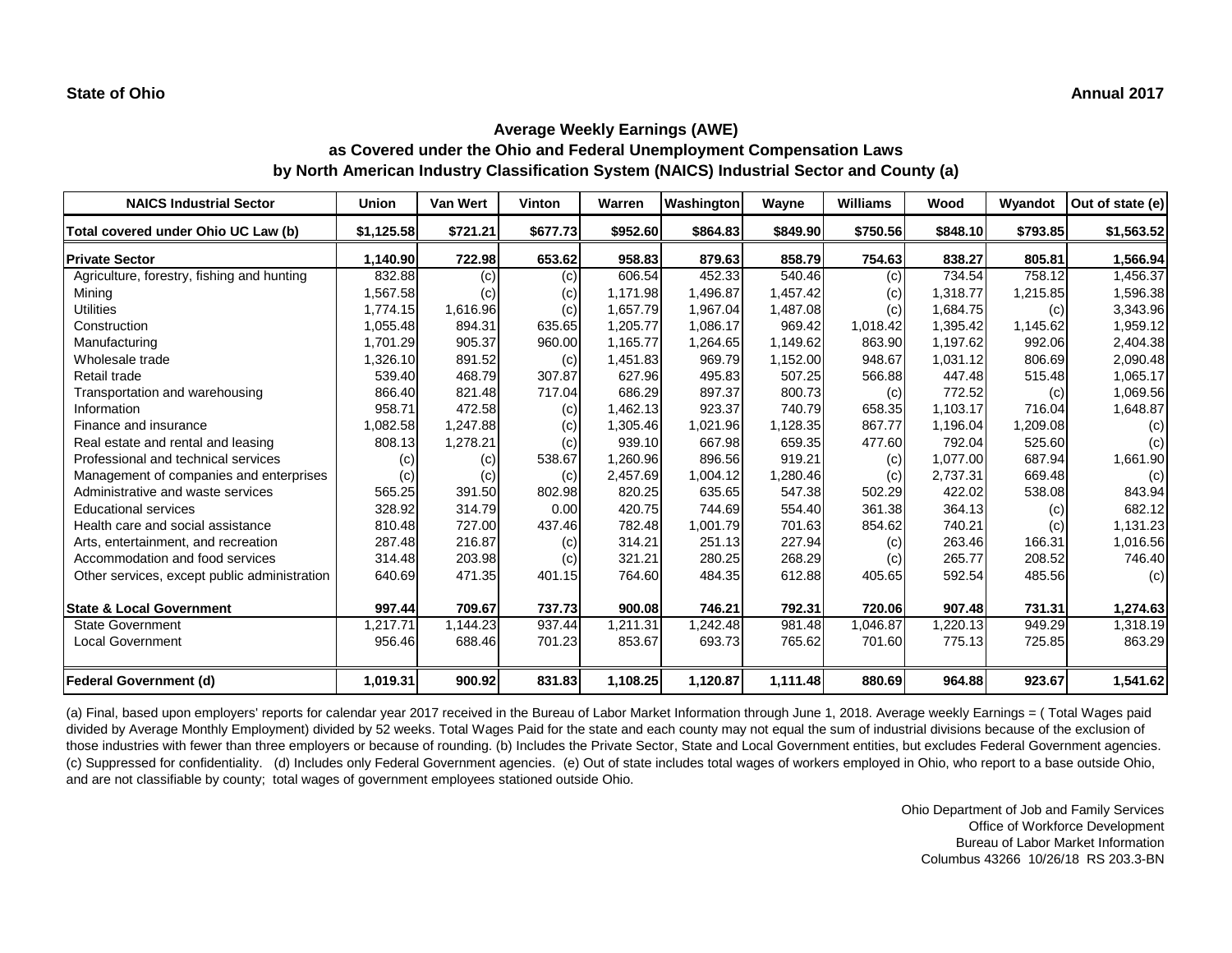**State of Ohio** **Annual 2017**

## Average Weekly Earnings (AWE)
## as Covered under the Ohio and Federal Unemployment Compensation Laws
## by North American Industry Classification System (NAICS) Industrial Sector and County (a)

| NAICS Industrial Sector | Union | Van Wert | Vinton | Warren | Washington | Wayne | Williams | Wood | Wyandot | Out of state (e) |
|---|---|---|---|---|---|---|---|---|---|---|
| Total covered under Ohio UC Law (b) | $1,125.58 | $721.21 | $677.73 | $952.60 | $864.83 | $849.90 | $750.56 | $848.10 | $793.85 | $1,563.52 |
| **Private Sector** | **1,140.90** | **722.98** | **653.62** | **958.83** | **879.63** | **858.79** | **754.63** | **838.27** | **805.81** | **1,566.94** |
| Agriculture, forestry, fishing and hunting | 832.88 | (c) | (c) | 606.54 | 452.33 | 540.46 | (c) | 734.54 | 758.12 | 1,456.37 |
| Mining | 1,567.58 | (c) | (c) | 1,171.98 | 1,496.87 | 1,457.42 | (c) | 1,318.77 | 1,215.85 | 1,596.38 |
| Utilities | 1,774.15 | 1,616.96 | (c) | 1,657.79 | 1,967.04 | 1,487.08 | (c) | 1,684.75 | (c) | 3,343.96 |
| Construction | 1,055.48 | 894.31 | 635.65 | 1,205.77 | 1,086.17 | 969.42 | 1,018.42 | 1,395.42 | 1,145.62 | 1,959.12 |
| Manufacturing | 1,701.29 | 905.37 | 960.00 | 1,165.77 | 1,264.65 | 1,149.62 | 863.90 | 1,197.62 | 992.06 | 2,404.38 |
| Wholesale trade | 1,326.10 | 891.52 | (c) | 1,451.83 | 969.79 | 1,152.00 | 948.67 | 1,031.12 | 806.69 | 2,090.48 |
| Retail trade | 539.40 | 468.79 | 307.87 | 627.96 | 495.83 | 507.25 | 566.88 | 447.48 | 515.48 | 1,065.17 |
| Transportation and warehousing | 866.40 | 821.48 | 717.04 | 686.29 | 897.37 | 800.73 | (c) | 772.52 | (c) | 1,069.56 |
| Information | 958.71 | 472.58 | (c) | 1,462.13 | 923.37 | 740.79 | 658.35 | 1,103.17 | 716.04 | 1,648.87 |
| Finance and insurance | 1,082.58 | 1,247.88 | (c) | 1,305.46 | 1,021.96 | 1,128.35 | 867.77 | 1,196.04 | 1,209.08 | (c) |
| Real estate and rental and leasing | 808.13 | 1,278.21 | (c) | 939.10 | 667.98 | 659.35 | 477.60 | 792.04 | 525.60 | (c) |
| Professional and technical services | (c) | (c) | 538.67 | 1,260.96 | 896.56 | 919.21 | (c) | 1,077.00 | 687.94 | 1,661.90 |
| Management of companies and enterprises | (c) | (c) | (c) | 2,457.69 | 1,004.12 | 1,280.46 | (c) | 2,737.31 | 669.48 | (c) |
| Administrative and waste services | 565.25 | 391.50 | 802.98 | 820.25 | 635.65 | 547.38 | 502.29 | 422.02 | 538.08 | 843.94 |
| Educational services | 328.92 | 314.79 | 0.00 | 420.75 | 744.69 | 554.40 | 361.38 | 364.13 | (c) | 682.12 |
| Health care and social assistance | 810.48 | 727.00 | 437.46 | 782.48 | 1,001.79 | 701.63 | 854.62 | 740.21 | (c) | 1,131.23 |
| Arts, entertainment, and recreation | 287.48 | 216.87 | (c) | 314.21 | 251.13 | 227.94 | (c) | 263.46 | 166.31 | 1,016.56 |
| Accommodation and food services | 314.48 | 203.98 | (c) | 321.21 | 280.25 | 268.29 | (c) | 265.77 | 208.52 | 746.40 |
| Other services, except public administration | 640.69 | 471.35 | 401.15 | 764.60 | 484.35 | 612.88 | 405.65 | 592.54 | 485.56 | (c) |
| **State & Local Government** | **997.44** | **709.67** | **737.73** | **900.08** | **746.21** | **792.31** | **720.06** | **907.48** | **731.31** | **1,274.63** |
| State Government | 1,217.71 | 1,144.23 | 937.44 | 1,211.31 | 1,242.48 | 981.48 | 1,046.87 | 1,220.13 | 949.29 | 1,318.19 |
| Local Government | 956.46 | 688.46 | 701.23 | 853.67 | 693.73 | 765.62 | 701.60 | 775.13 | 725.85 | 863.29 |
| **Federal Government (d)** | **1,019.31** | **900.92** | **831.83** | **1,108.25** | **1,120.87** | **1,111.48** | **880.69** | **964.88** | **923.67** | **1,541.62** |

(a) Final, based upon employers' reports for calendar year 2017 received in the Bureau of Labor Market Information through June 1, 2018. Average weekly Earnings = ( Total Wages paid divided by Average Monthly Employment) divided by 52 weeks. Total Wages Paid for the state and each county may not equal the sum of industrial divisions because of the exclusion of those industries with fewer than three employers or because of rounding. (b) Includes the Private Sector, State and Local Government entities, but excludes Federal Government agencies. (c) Suppressed for confidentiality. (d) Includes only Federal Government agencies. (e) Out of state includes total wages of workers employed in Ohio, who report to a base outside Ohio, and are not classifiable by county; total wages of government employees stationed outside Ohio.

Ohio Department of Job and Family Services
Office of Workforce Development
Bureau of Labor Market Information
Columbus 43266 10/26/18 RS 203.3-BN